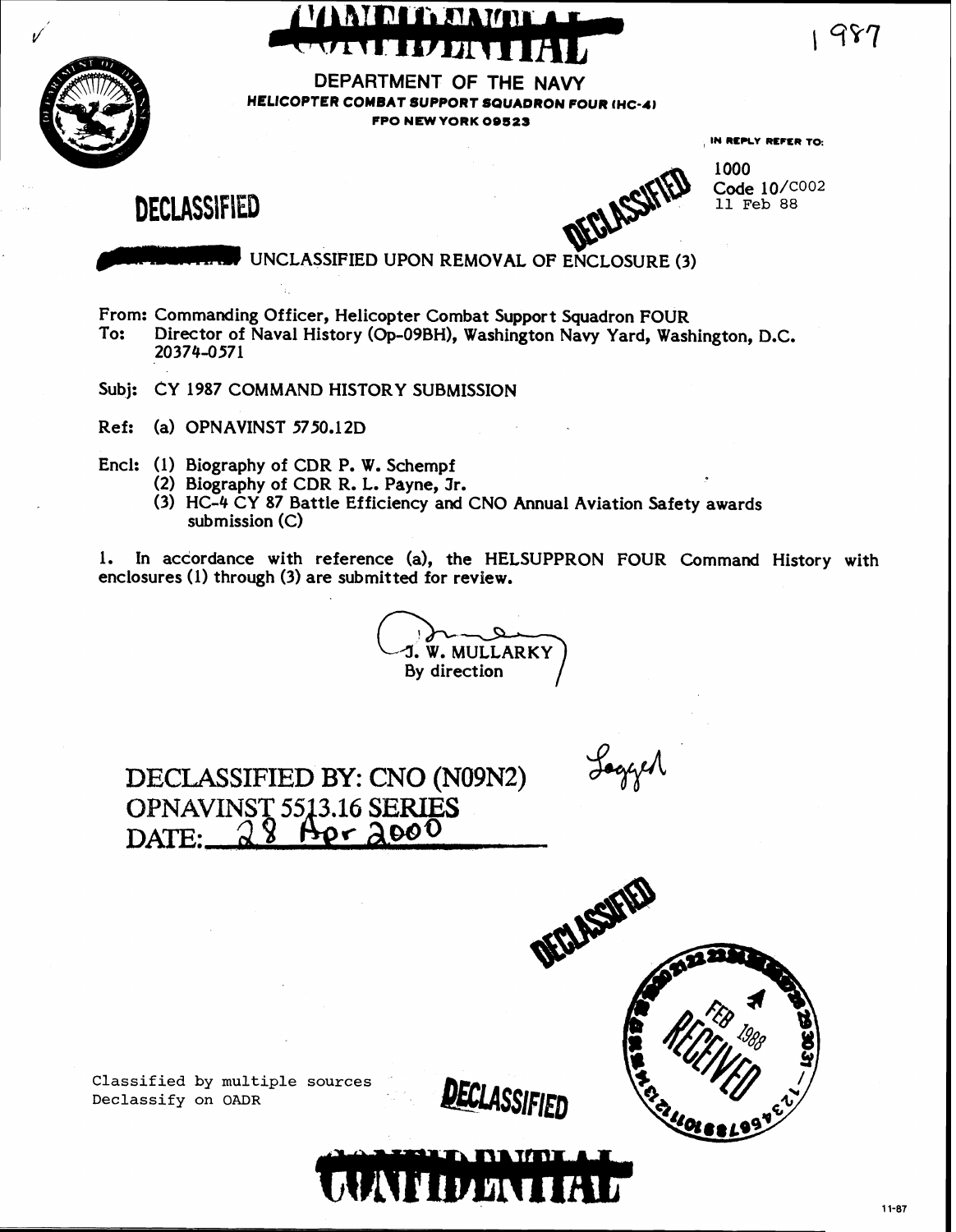CONFIDENTIAL

1987

DEPARTMENT OF THE NAVY
**HELICOPTER COMBAT SUPPORT SQUADRON FOUR (HC-4)**
**FPO NEW YORK 09523**

IN REPLY REFER TO:

1000
Code 10/C002
11 Feb 88

**DECLASSIFIED**

DECLASSIFIED

UNCLASSIFIED UPON REMOVAL OF ENCLOSURE (3)

From: Commanding Officer, Helicopter Combat Support Squadron FOUR
To: Director of Naval History (Op-09BH), Washington Navy Yard, Washington, D.C. 20374-0571

Subj: CY 1987 COMMAND HISTORY SUBMISSION

Ref: (a) OPNAVINST 5750.12D

Encl: (1) Biography of CDR P. W. Schempf
(2) Biography of CDR R. L. Payne, Jr.
(3) HC-4 CY 87 Battle Efficiency and CNO Annual Aviation Safety awards submission (C)

1. In accordance with reference (a), the HELSUPPRON FOUR Command History with enclosures (1) through (3) are submitted for review.

J. W. MULLARKY
By direction

DECLASSIFIED BY: CNO (N09N2)
OPNAVINST 5513.16 SERIES
DATE: 28 Apr 2000

Logged

DECLASSIFIED

FEB 1988
RECEIVED

Classified by multiple sources
Declassify on OADR

**DECLASSIFIED**

CONFIDENTIAL

11-87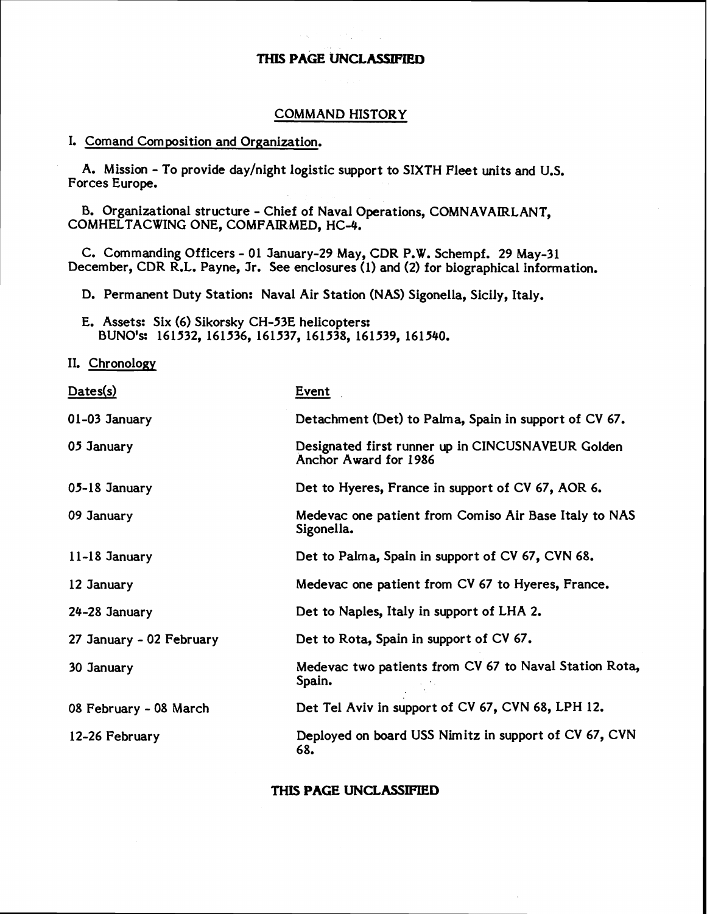THIS PAGE UNCLASSIFIED

## COMMAND HISTORY

### I. Comand Composition and Organization.

A. Mission - To provide day/night logistic support to SIXTH Fleet units and U.S. Forces Europe.

B. Organizational structure - Chief of Naval Operations, COMNAVAIRLANT, COMHELTACWING ONE, COMFAIRMED, HC-4.

C. Commanding Officers - 01 January-29 May, CDR P.W. Schempf. 29 May-31 December, CDR R.L. Payne, Jr. See enclosures (1) and (2) for biographical information.

D. Permanent Duty Station: Naval Air Station (NAS) Sigonella, Sicily, Italy.

E. Assets: Six (6) Sikorsky CH-53E helicopters:
BUNO's: 161532, 161536, 161537, 161538, 161539, 161540.

### II. Chronology

| Dates(s) | Event |
|---|---|
| 01-03 January | Detachment (Det) to Palma, Spain in support of CV 67. |
| 05 January | Designated first runner up in CINCUSNAVEUR Golden Anchor Award for 1986 |
| 05-18 January | Det to Hyeres, France in support of CV 67, AOR 6. |
| 09 January | Medevac one patient from Comiso Air Base Italy to NAS Sigonella. |
| 11-18 January | Det to Palma, Spain in support of CV 67, CVN 68. |
| 12 January | Medevac one patient from CV 67 to Hyeres, France. |
| 24-28 January | Det to Naples, Italy in support of LHA 2. |
| 27 January - 02 February | Det to Rota, Spain in support of CV 67. |
| 30 January | Medevac two patients from CV 67 to Naval Station Rota, Spain. |
| 08 February - 08 March | Det Tel Aviv in support of CV 67, CVN 68, LPH 12. |
| 12-26 February | Deployed on board USS Nimitz in support of CV 67, CVN 68. |

THIS PAGE UNCLASSIFIED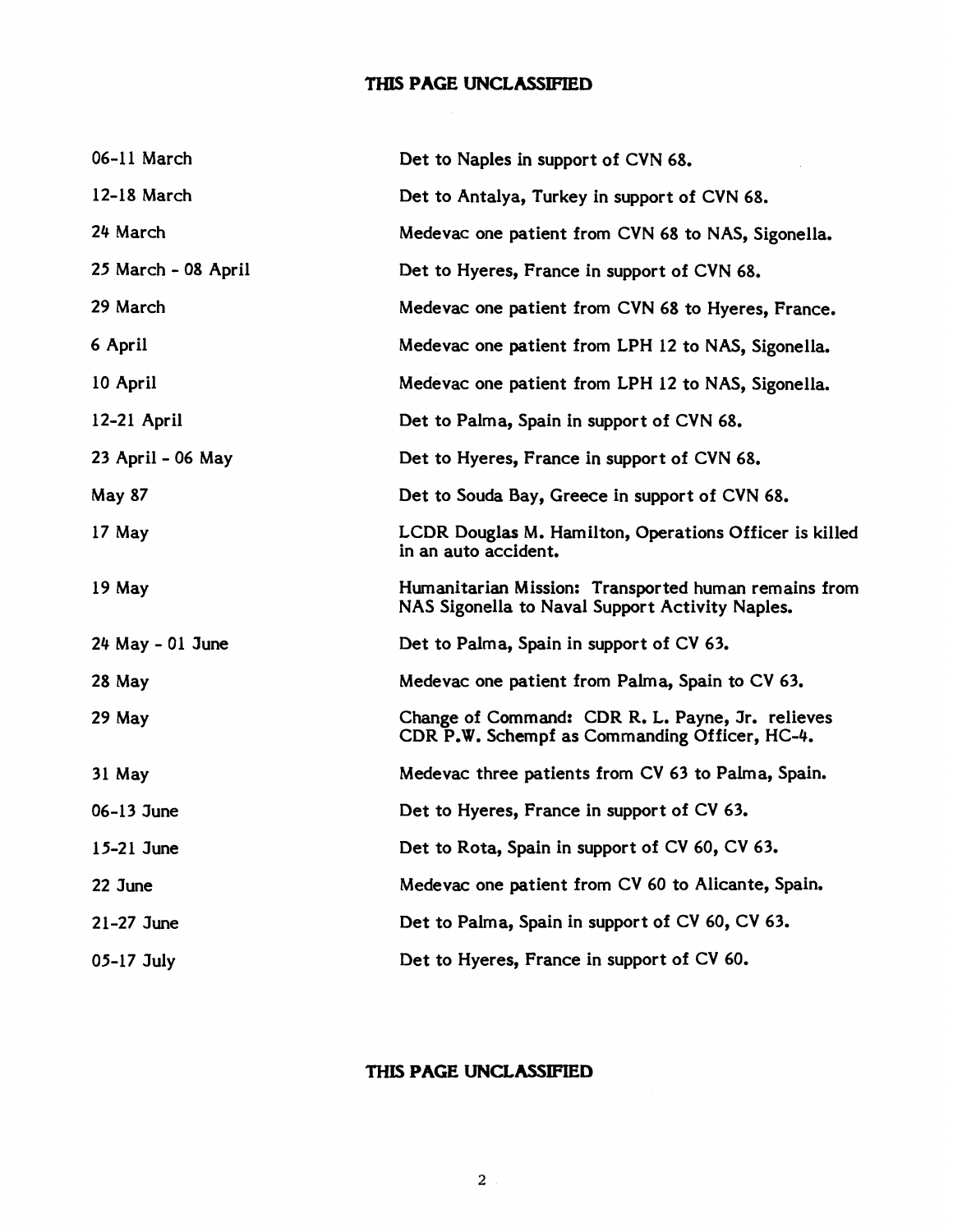**THIS PAGE UNCLASSIFIED**

| | |
|---|---|
| 06-11 March | Det to Naples in support of CVN 68. |
| 12-18 March | Det to Antalya, Turkey in support of CVN 68. |
| 24 March | Medevac one patient from CVN 68 to NAS, Sigonella. |
| 25 March - 08 April | Det to Hyeres, France in support of CVN 68. |
| 29 March | Medevac one patient from CVN 68 to Hyeres, France. |
| 6 April | Medevac one patient from LPH 12 to NAS, Sigonella. |
| 10 April | Medevac one patient from LPH 12 to NAS, Sigonella. |
| 12-21 April | Det to Palma, Spain in support of CVN 68. |
| 23 April - 06 May | Det to Hyeres, France in support of CVN 68. |
| May 87 | Det to Souda Bay, Greece in support of CVN 68. |
| 17 May | LCDR Douglas M. Hamilton, Operations Officer is killed in an auto accident. |
| 19 May | Humanitarian Mission: Transported human remains from NAS Sigonella to Naval Support Activity Naples. |
| 24 May - 01 June | Det to Palma, Spain in support of CV 63. |
| 28 May | Medevac one patient from Palma, Spain to CV 63. |
| 29 May | Change of Command: CDR R. L. Payne, Jr. relieves CDR P.W. Schempf as Commanding Officer, HC-4. |
| 31 May | Medevac three patients from CV 63 to Palma, Spain. |
| 06-13 June | Det to Hyeres, France in support of CV 63. |
| 15-21 June | Det to Rota, Spain in support of CV 60, CV 63. |
| 22 June | Medevac one patient from CV 60 to Alicante, Spain. |
| 21-27 June | Det to Palma, Spain in support of CV 60, CV 63. |
| 05-17 July | Det to Hyeres, France in support of CV 60. |

**THIS PAGE UNCLASSIFIED**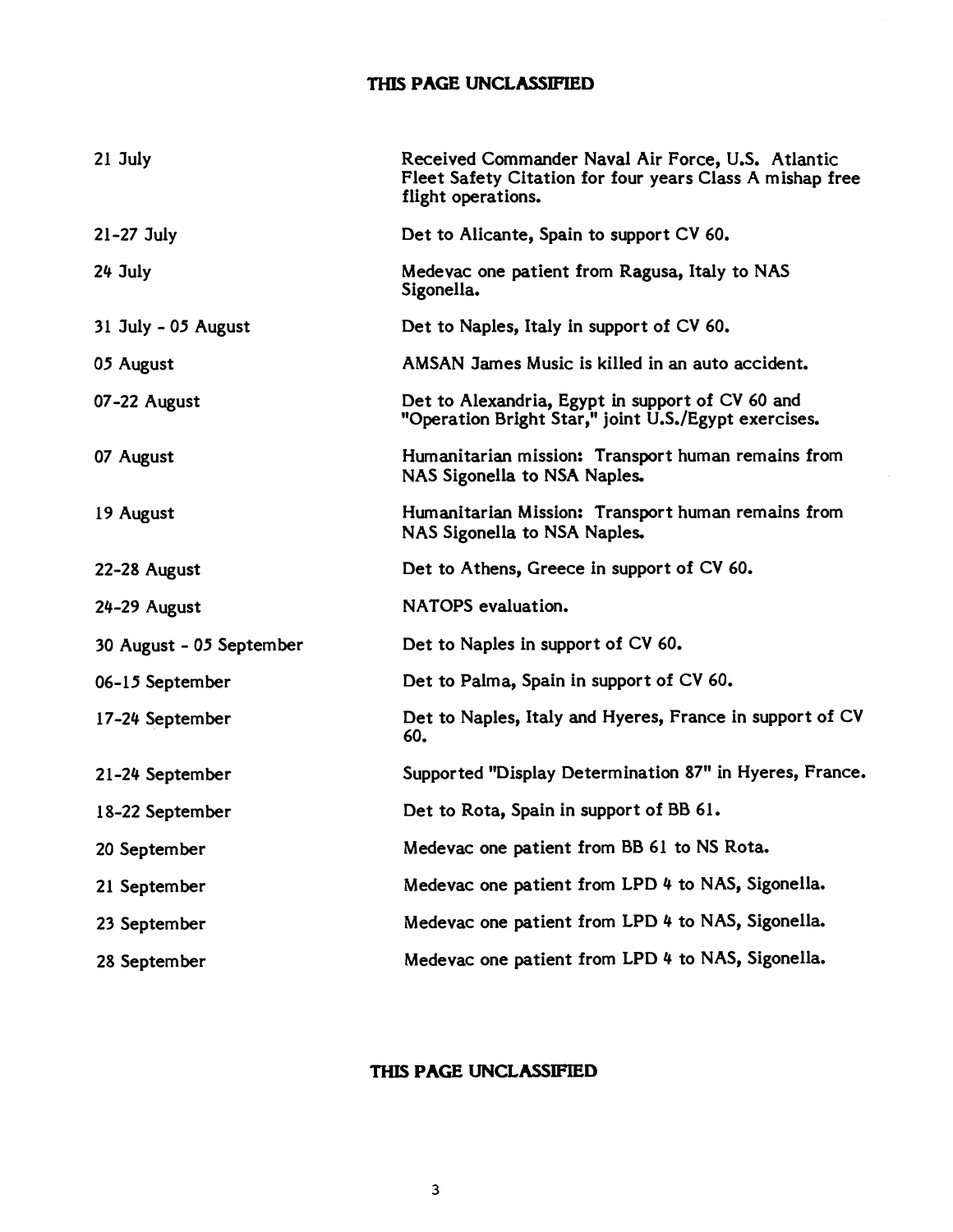| | |
|---|---|
| 21 July | Received Commander Naval Air Force, U.S. Atlantic Fleet Safety Citation for four years Class A mishap free flight operations. |
| 21-27 July | Det to Alicante, Spain to support CV 60. |
| 24 July | Medevac one patient from Ragusa, Italy to NAS Sigonella. |
| 31 July - 05 August | Det to Naples, Italy in support of CV 60. |
| 05 August | AMSAN James Music is killed in an auto accident. |
| 07-22 August | Det to Alexandria, Egypt in support of CV 60 and "Operation Bright Star," joint U.S./Egypt exercises. |
| 07 August | Humanitarian mission: Transport human remains from NAS Sigonella to NSA Naples. |
| 19 August | Humanitarian Mission: Transport human remains from NAS Sigonella to NSA Naples. |
| 22-28 August | Det to Athens, Greece in support of CV 60. |
| 24-29 August | NATOPS evaluation. |
| 30 August - 05 September | Det to Naples in support of CV 60. |
| 06-15 September | Det to Palma, Spain in support of CV 60. |
| 17-24 September | Det to Naples, Italy and Hyeres, France in support of CV 60. |
| 21-24 September | Supported "Display Determination 87" in Hyeres, France. |
| 18-22 September | Det to Rota, Spain in support of BB 61. |
| 20 September | Medevac one patient from BB 61 to NS Rota. |
| 21 September | Medevac one patient from LPD 4 to NAS, Sigonella. |
| 23 September | Medevac one patient from LPD 4 to NAS, Sigonella. |
| 28 September | Medevac one patient from LPD 4 to NAS, Sigonella. |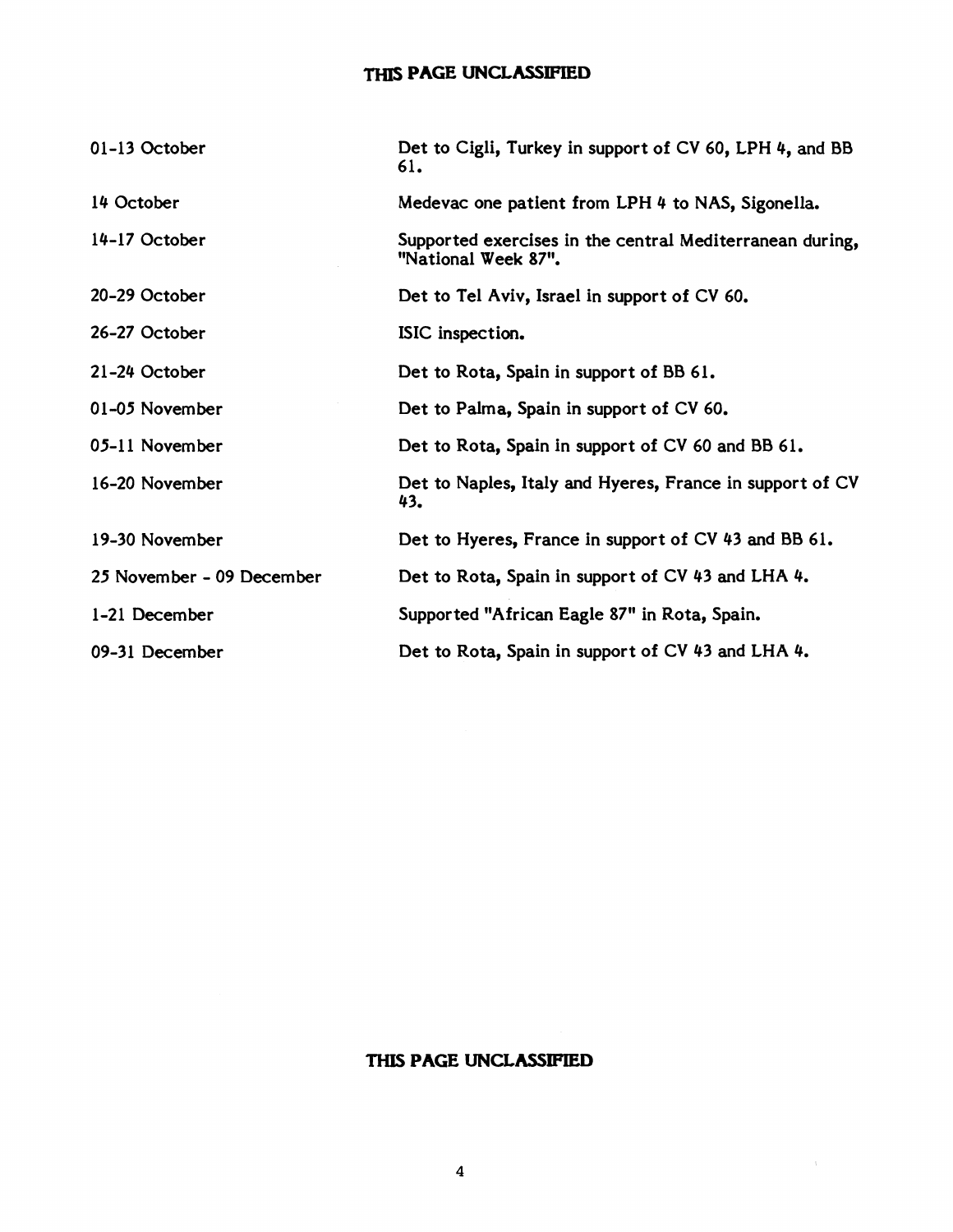| | |
|---|---|
| 01-13 October | Det to Cigli, Turkey in support of CV 60, LPH 4, and BB 61. |
| 14 October | Medevac one patient from LPH 4 to NAS, Sigonella. |
| 14-17 October | Supported exercises in the central Mediterranean during, "National Week 87". |
| 20-29 October | Det to Tel Aviv, Israel in support of CV 60. |
| 26-27 October | ISIC inspection. |
| 21-24 October | Det to Rota, Spain in support of BB 61. |
| 01-05 November | Det to Palma, Spain in support of CV 60. |
| 05-11 November | Det to Rota, Spain in support of CV 60 and BB 61. |
| 16-20 November | Det to Naples, Italy and Hyeres, France in support of CV 43. |
| 19-30 November | Det to Hyeres, France in support of CV 43 and BB 61. |
| 25 November - 09 December | Det to Rota, Spain in support of CV 43 and LHA 4. |
| 1-21 December | Supported "African Eagle 87" in Rota, Spain. |
| 09-31 December | Det to Rota, Spain in support of CV 43 and LHA 4. |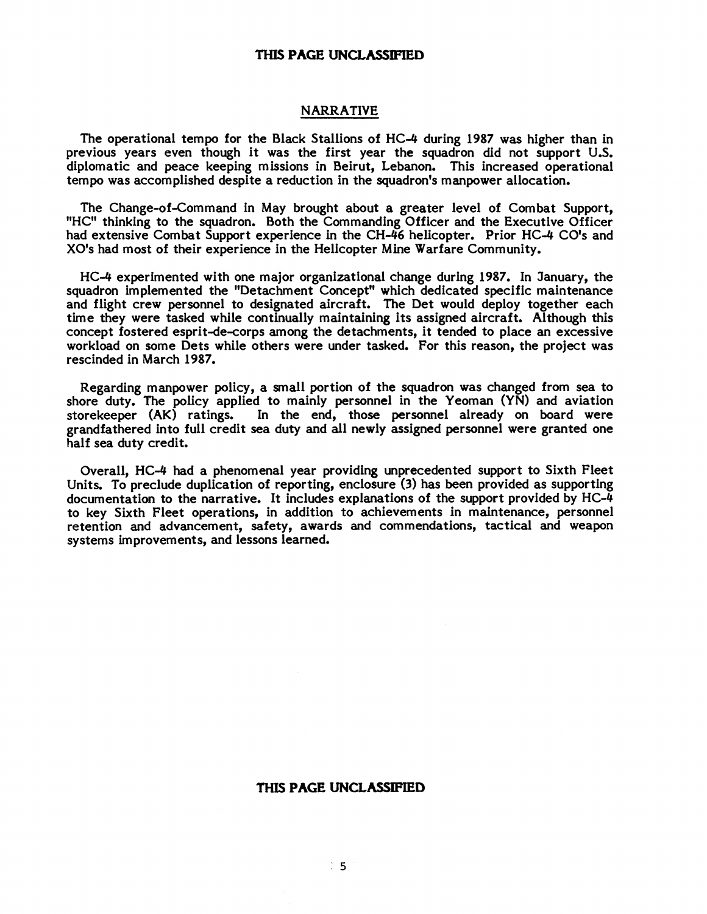## NARRATIVE

The operational tempo for the Black Stallions of HC-4 during 1987 was higher than in previous years even though it was the first year the squadron did not support U.S. diplomatic and peace keeping missions in Beirut, Lebanon. This increased operational tempo was accomplished despite a reduction in the squadron's manpower allocation.

The Change-of-Command in May brought about a greater level of Combat Support, "HC" thinking to the squadron. Both the Commanding Officer and the Executive Officer had extensive Combat Support experience in the CH-46 helicopter. Prior HC-4 CO's and XO's had most of their experience in the Helicopter Mine Warfare Community.

HC-4 experimented with one major organizational change during 1987. In January, the squadron implemented the "Detachment Concept" which dedicated specific maintenance and flight crew personnel to designated aircraft. The Det would deploy together each time they were tasked while continually maintaining its assigned aircraft. Although this concept fostered esprit-de-corps among the detachments, it tended to place an excessive workload on some Dets while others were under tasked. For this reason, the project was rescinded in March 1987.

Regarding manpower policy, a small portion of the squadron was changed from sea to shore duty. The policy applied to mainly personnel in the Yeoman (YN) and aviation storekeeper (AK) ratings. In the end, those personnel already on board were grandfathered into full credit sea duty and all newly assigned personnel were granted one half sea duty credit.

Overall, HC-4 had a phenomenal year providing unprecedented support to Sixth Fleet Units. To preclude duplication of reporting, enclosure (3) has been provided as supporting documentation to the narrative. It includes explanations of the support provided by HC-4 to key Sixth Fleet operations, in addition to achievements in maintenance, personnel retention and advancement, safety, awards and commendations, tactical and weapon systems improvements, and lessons learned.